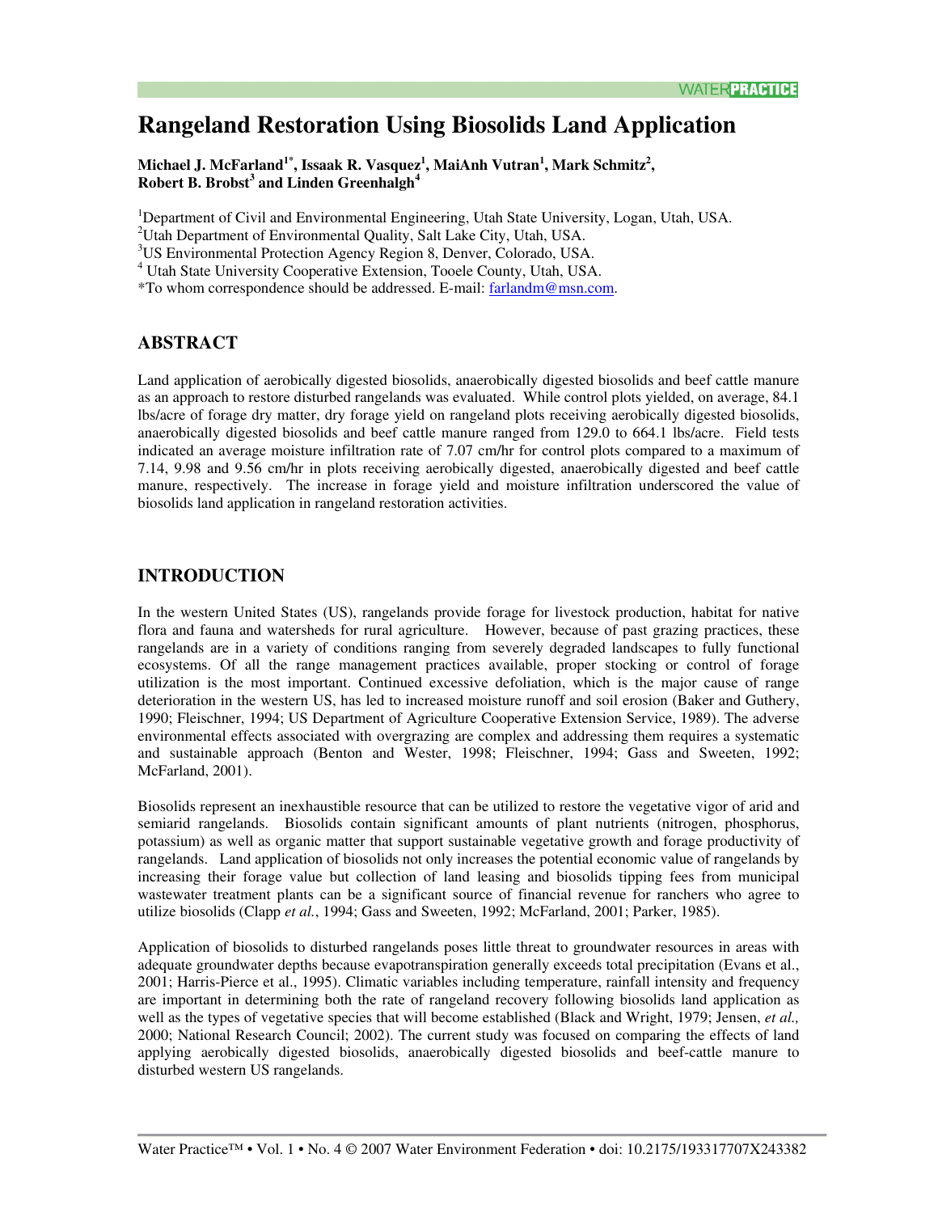# Rangeland Restoration Using Biosolids Land Application

**Michael J. McFarland[1*], Issaak R. Vasquez[1], MaiAnh Vutran[1], Mark Schmitz[2], Robert B. Brobst[3] and Linden Greenhalgh[4]**

[1]Department of Civil and Environmental Engineering, Utah State University, Logan, Utah, USA.
[2]Utah Department of Environmental Quality, Salt Lake City, Utah, USA.
[3]US Environmental Protection Agency Region 8, Denver, Colorado, USA.
[4] Utah State University Cooperative Extension, Tooele County, Utah, USA.
*To whom correspondence should be addressed. E-mail: farlandm@msn.com.

## ABSTRACT

Land application of aerobically digested biosolids, anaerobically digested biosolids and beef cattle manure as an approach to restore disturbed rangelands was evaluated. While control plots yielded, on average, 84.1 lbs/acre of forage dry matter, dry forage yield on rangeland plots receiving aerobically digested biosolids, anaerobically digested biosolids and beef cattle manure ranged from 129.0 to 664.1 lbs/acre. Field tests indicated an average moisture infiltration rate of 7.07 cm/hr for control plots compared to a maximum of 7.14, 9.98 and 9.56 cm/hr in plots receiving aerobically digested, anaerobically digested and beef cattle manure, respectively. The increase in forage yield and moisture infiltration underscored the value of biosolids land application in rangeland restoration activities.

## INTRODUCTION

In the western United States (US), rangelands provide forage for livestock production, habitat for native flora and fauna and watersheds for rural agriculture. However, because of past grazing practices, these rangelands are in a variety of conditions ranging from severely degraded landscapes to fully functional ecosystems. Of all the range management practices available, proper stocking or control of forage utilization is the most important. Continued excessive defoliation, which is the major cause of range deterioration in the western US, has led to increased moisture runoff and soil erosion (Baker and Guthery, 1990; Fleischner, 1994; US Department of Agriculture Cooperative Extension Service, 1989). The adverse environmental effects associated with overgrazing are complex and addressing them requires a systematic and sustainable approach (Benton and Wester, 1998; Fleischner, 1994; Gass and Sweeten, 1992; McFarland, 2001).

Biosolids represent an inexhaustible resource that can be utilized to restore the vegetative vigor of arid and semiarid rangelands. Biosolids contain significant amounts of plant nutrients (nitrogen, phosphorus, potassium) as well as organic matter that support sustainable vegetative growth and forage productivity of rangelands. Land application of biosolids not only increases the potential economic value of rangelands by increasing their forage value but collection of land leasing and biosolids tipping fees from municipal wastewater treatment plants can be a significant source of financial revenue for ranchers who agree to utilize biosolids (Clapp *et al.*, 1994; Gass and Sweeten, 1992; McFarland, 2001; Parker, 1985).

Application of biosolids to disturbed rangelands poses little threat to groundwater resources in areas with adequate groundwater depths because evapotranspiration generally exceeds total precipitation (Evans et al., 2001; Harris-Pierce et al., 1995). Climatic variables including temperature, rainfall intensity and frequency are important in determining both the rate of rangeland recovery following biosolids land application as well as the types of vegetative species that will become established (Black and Wright, 1979; Jensen, *et al.,* 2000; National Research Council; 2002). The current study was focused on comparing the effects of land applying aerobically digested biosolids, anaerobically digested biosolids and beef-cattle manure to disturbed western US rangelands.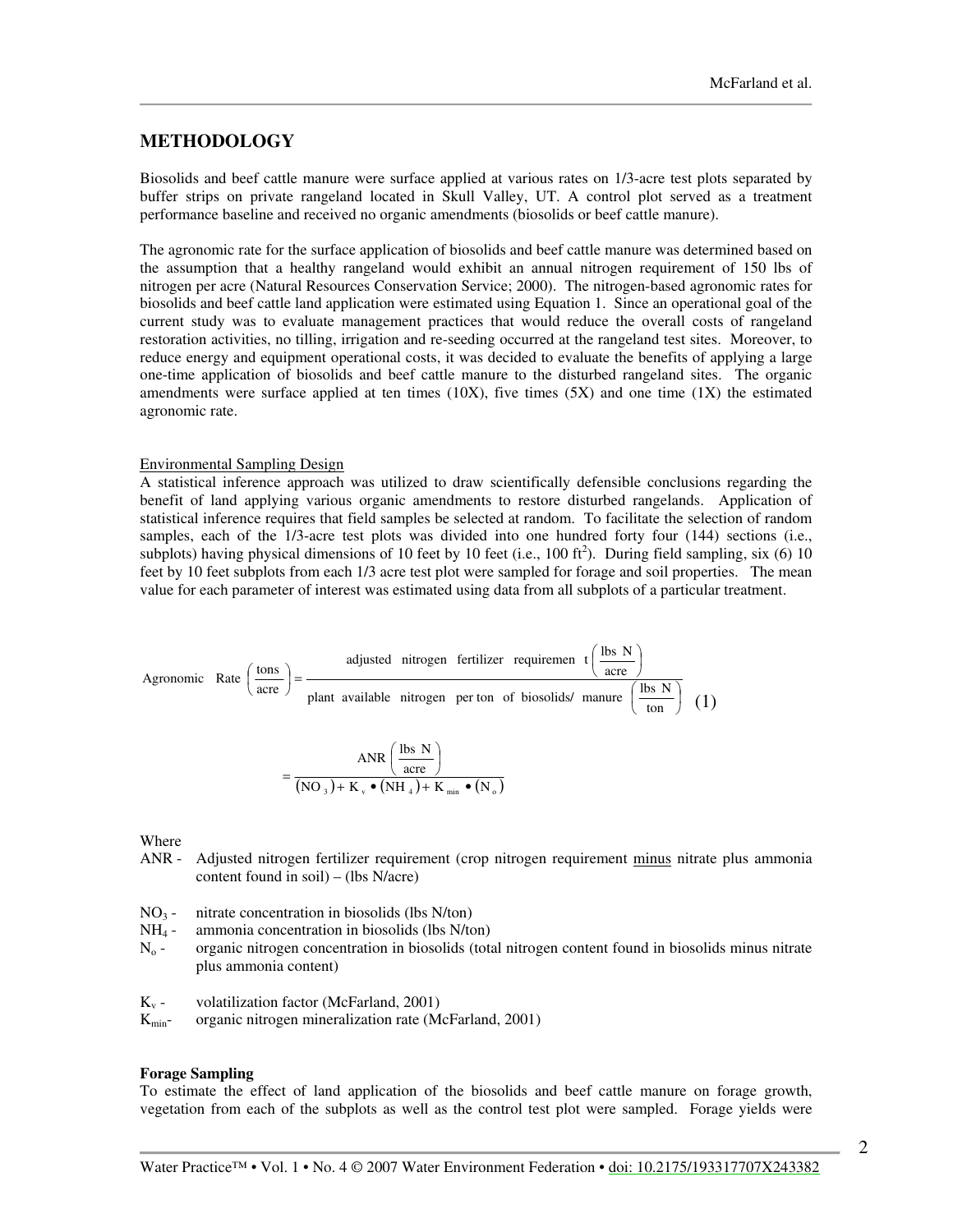## METHODOLOGY

Biosolids and beef cattle manure were surface applied at various rates on 1/3-acre test plots separated by buffer strips on private rangeland located in Skull Valley, UT. A control plot served as a treatment performance baseline and received no organic amendments (biosolids or beef cattle manure).

The agronomic rate for the surface application of biosolids and beef cattle manure was determined based on the assumption that a healthy rangeland would exhibit an annual nitrogen requirement of 150 lbs of nitrogen per acre (Natural Resources Conservation Service; 2000). The nitrogen-based agronomic rates for biosolids and beef cattle land application were estimated using Equation 1. Since an operational goal of the current study was to evaluate management practices that would reduce the overall costs of rangeland restoration activities, no tilling, irrigation and re-seeding occurred at the rangeland test sites. Moreover, to reduce energy and equipment operational costs, it was decided to evaluate the benefits of applying a large one-time application of biosolids and beef cattle manure to the disturbed rangeland sites. The organic amendments were surface applied at ten times (10X), five times (5X) and one time (1X) the estimated agronomic rate.

### Environmental Sampling Design

A statistical inference approach was utilized to draw scientifically defensible conclusions regarding the benefit of land applying various organic amendments to restore disturbed rangelands. Application of statistical inference requires that field samples be selected at random. To facilitate the selection of random samples, each of the 1/3-acre test plots was divided into one hundred forty four (144) sections (i.e., subplots) having physical dimensions of 10 feet by 10 feet (i.e., 100 ft$^2$). During field sampling, six (6) 10 feet by 10 feet subplots from each 1/3 acre test plot were sampled for forage and soil properties. The mean value for each parameter of interest was estimated using data from all subplots of a particular treatment.

$$\text{Agronomic Rate}\left(\frac{\text{tons}}{\text{acre}}\right) = \frac{\text{adjusted nitrogen fertilizer requirement}\left(\frac{\text{lbs N}}{\text{acre}}\right)}{\text{plant available nitrogen per ton of biosolids/ manure}\left(\frac{\text{lbs N}}{\text{ton}}\right)} \quad (1)$$

$$= \frac{\text{ANR}\left(\frac{\text{lbs N}}{\text{acre}}\right)}{(\text{NO}_3) + \text{K}_v \bullet (\text{NH}_4) + \text{K}_{min} \bullet (\text{N}_o)}$$

Where

- ANR - Adjusted nitrogen fertilizer requirement (crop nitrogen requirement minus nitrate plus ammonia content found in soil) – (lbs N/acre)

- $NO_3$ - nitrate concentration in biosolids (lbs N/ton)
- $NH_4$ - ammonia concentration in biosolids (lbs N/ton)
- $N_o$ - organic nitrogen concentration in biosolids (total nitrogen content found in biosolids minus nitrate plus ammonia content)

- $K_v$ - volatilization factor (McFarland, 2001)
- $K_{min}$ - organic nitrogen mineralization rate (McFarland, 2001)

**Forage Sampling**

To estimate the effect of land application of the biosolids and beef cattle manure on forage growth, vegetation from each of the subplots as well as the control test plot were sampled. Forage yields were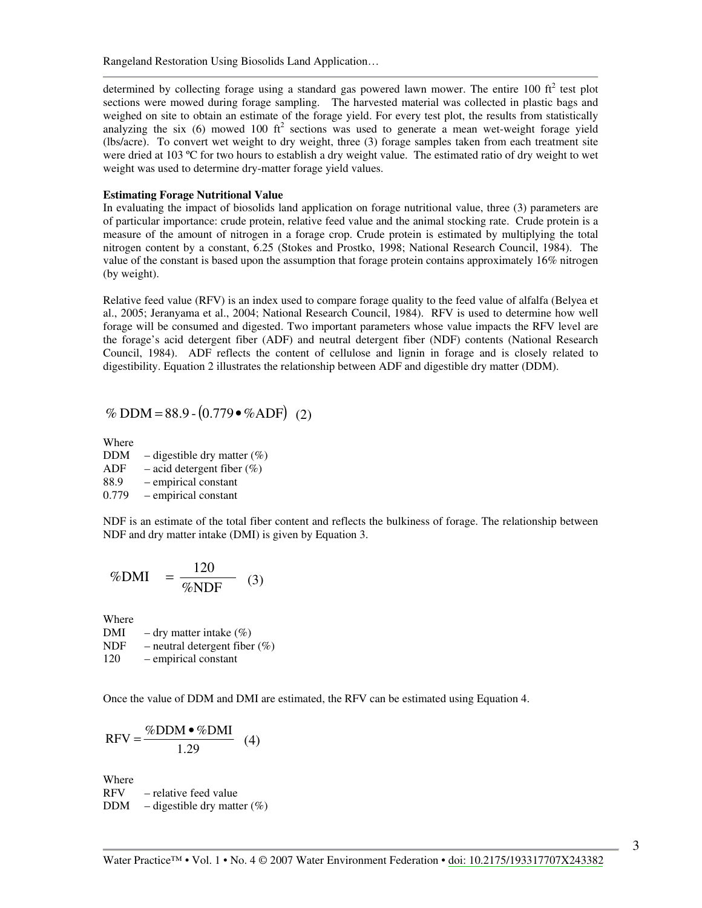determined by collecting forage using a standard gas powered lawn mower. The entire 100 $ft^2$ test plot sections were mowed during forage sampling. The harvested material was collected in plastic bags and weighed on site to obtain an estimate of the forage yield. For every test plot, the results from statistically analyzing the six (6) mowed 100 $ft^2$ sections was used to generate a mean wet-weight forage yield (lbs/acre). To convert wet weight to dry weight, three (3) forage samples taken from each treatment site were dried at 103 ºC for two hours to establish a dry weight value. The estimated ratio of dry weight to wet weight was used to determine dry-matter forage yield values.

**Estimating Forage Nutritional Value**

In evaluating the impact of biosolids land application on forage nutritional value, three (3) parameters are of particular importance: crude protein, relative feed value and the animal stocking rate. Crude protein is a measure of the amount of nitrogen in a forage crop. Crude protein is estimated by multiplying the total nitrogen content by a constant, 6.25 (Stokes and Prostko, 1998; National Research Council, 1984). The value of the constant is based upon the assumption that forage protein contains approximately 16% nitrogen (by weight).

Relative feed value (RFV) is an index used to compare forage quality to the feed value of alfalfa (Belyea et al., 2005; Jeranyama et al., 2004; National Research Council, 1984). RFV is used to determine how well forage will be consumed and digested. Two important parameters whose value impacts the RFV level are the forage's acid detergent fiber (ADF) and neutral detergent fiber (NDF) contents (National Research Council, 1984). ADF reflects the content of cellulose and lignin in forage and is closely related to digestibility. Equation 2 illustrates the relationship between ADF and digestible dry matter (DDM).

$$\%\,\mathrm{DDM} = 88.9 - (0.779 \bullet \%\mathrm{ADF}) \quad (2)$$

Where
DDM – digestible dry matter (%)
ADF – acid detergent fiber (%)
88.9 – empirical constant
0.779 – empirical constant

NDF is an estimate of the total fiber content and reflects the bulkiness of forage. The relationship between NDF and dry matter intake (DMI) is given by Equation 3.

$$\%\mathrm{DMI} = \frac{120}{\%\mathrm{NDF}} \quad (3)$$

Where
DMI – dry matter intake (%)
NDF – neutral detergent fiber (%)
120 – empirical constant

Once the value of DDM and DMI are estimated, the RFV can be estimated using Equation 4.

$$\mathrm{RFV} = \frac{\%\mathrm{DDM} \bullet \%\mathrm{DMI}}{1.29} \quad (4)$$

Where
RFV – relative feed value
DDM – digestible dry matter (%)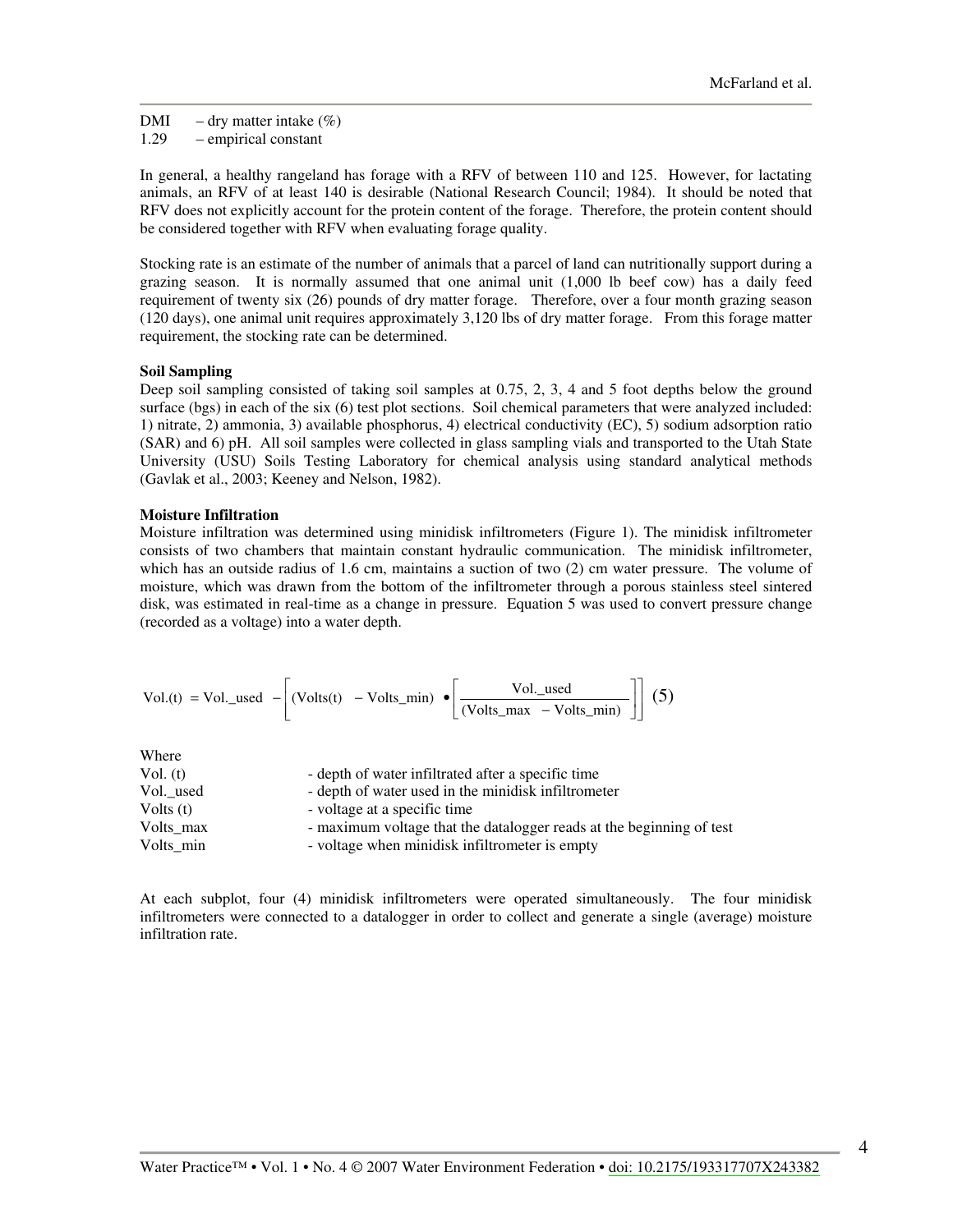DMI – dry matter intake (%)
1.29 – empirical constant

In general, a healthy rangeland has forage with a RFV of between 110 and 125. However, for lactating animals, an RFV of at least 140 is desirable (National Research Council; 1984). It should be noted that RFV does not explicitly account for the protein content of the forage. Therefore, the protein content should be considered together with RFV when evaluating forage quality.

Stocking rate is an estimate of the number of animals that a parcel of land can nutritionally support during a grazing season. It is normally assumed that one animal unit (1,000 lb beef cow) has a daily feed requirement of twenty six (26) pounds of dry matter forage. Therefore, over a four month grazing season (120 days), one animal unit requires approximately 3,120 lbs of dry matter forage. From this forage matter requirement, the stocking rate can be determined.

**Soil Sampling**

Deep soil sampling consisted of taking soil samples at 0.75, 2, 3, 4 and 5 foot depths below the ground surface (bgs) in each of the six (6) test plot sections. Soil chemical parameters that were analyzed included: 1) nitrate, 2) ammonia, 3) available phosphorus, 4) electrical conductivity (EC), 5) sodium adsorption ratio (SAR) and 6) pH. All soil samples were collected in glass sampling vials and transported to the Utah State University (USU) Soils Testing Laboratory for chemical analysis using standard analytical methods (Gavlak et al., 2003; Keeney and Nelson, 1982).

**Moisture Infiltration**

Moisture infiltration was determined using minidisk infiltrometers (Figure 1). The minidisk infiltrometer consists of two chambers that maintain constant hydraulic communication. The minidisk infiltrometer, which has an outside radius of 1.6 cm, maintains a suction of two (2) cm water pressure. The volume of moisture, which was drawn from the bottom of the infiltrometer through a porous stainless steel sintered disk, was estimated in real-time as a change in pressure. Equation 5 was used to convert pressure change (recorded as a voltage) into a water depth.

$$\text{Vol.(t)} = \text{Vol.\_used} - \left[ (\text{Volts(t)} - \text{Volts\_min}) \bullet \left[ \frac{\text{Vol.\_used}}{(\text{Volts\_max} - \text{Volts\_min})} \right] \right] \quad (5)$$

Where

| | |
|---|---|
| Vol. (t) | - depth of water infiltrated after a specific time |
| Vol._used | - depth of water used in the minidisk infiltrometer |
| Volts (t) | - voltage at a specific time |
| Volts_max | - maximum voltage that the datalogger reads at the beginning of test |
| Volts_min | - voltage when minidisk infiltrometer is empty |

At each subplot, four (4) minidisk infiltrometers were operated simultaneously. The four minidisk infiltrometers were connected to a datalogger in order to collect and generate a single (average) moisture infiltration rate.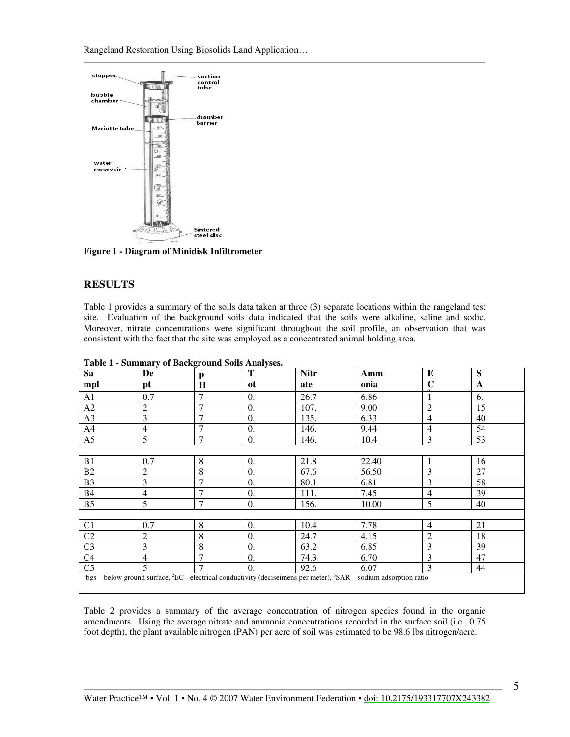Figure 1 - Diagram of Minidisk Infiltrometer

## RESULTS

Table 1 provides a summary of the soils data taken at three (3) separate locations within the rangeland test site. Evaluation of the background soils data indicated that the soils were alkaline, saline and sodic. Moreover, nitrate concentrations were significant throughout the soil profile, an observation that was consistent with the fact that the site was employed as a concentrated animal holding area.

**Table 1 - Summary of Background Soils Analyses.**

| Sa mpl | De pt | p H | T ot | Nitr ate | Amm onia | E C | S A |
|---|---|---|---|---|---|---|---|
| A1 | 0.7 | 7 | 0. | 26.7 | 6.86 | 1 | 6. |
| A2 | 2 | 7 | 0. | 107. | 9.00 | 2 | 15 |
| A3 | 3 | 7 | 0. | 135. | 6.33 | 4 | 40 |
| A4 | 4 | 7 | 0. | 146. | 9.44 | 4 | 54 |
| A5 | 5 | 7 | 0. | 146. | 10.4 | 3 | 53 |
| | | | | | | | |
| B1 | 0.7 | 8 | 0. | 21.8 | 22.40 | 1 | 16 |
| B2 | 2 | 8 | 0. | 67.6 | 56.50 | 3 | 27 |
| B3 | 3 | 7 | 0. | 80.1 | 6.81 | 3 | 58 |
| B4 | 4 | 7 | 0. | 111. | 7.45 | 4 | 39 |
| B5 | 5 | 7 | 0. | 156. | 10.00 | 5 | 40 |
| | | | | | | | |
| C1 | 0.7 | 8 | 0. | 10.4 | 7.78 | 4 | 21 |
| C2 | 2 | 8 | 0. | 24.7 | 4.15 | 2 | 18 |
| C3 | 3 | 8 | 0. | 63.2 | 6.85 | 3 | 39 |
| C4 | 4 | 7 | 0. | 74.3 | 6.70 | 3 | 47 |
| C5 | 5 | 7 | 0. | 92.6 | 6.07 | 3 | 44 |

[1]bgs – below ground surface, [2]EC - electrical conductivity (deciseimens per meter), [3]SAR – sodium adsorption ratio

Table 2 provides a summary of the average concentration of nitrogen species found in the organic amendments. Using the average nitrate and ammonia concentrations recorded in the surface soil (i.e., 0.75 foot depth), the plant available nitrogen (PAN) per acre of soil was estimated to be 98.6 lbs nitrogen/acre.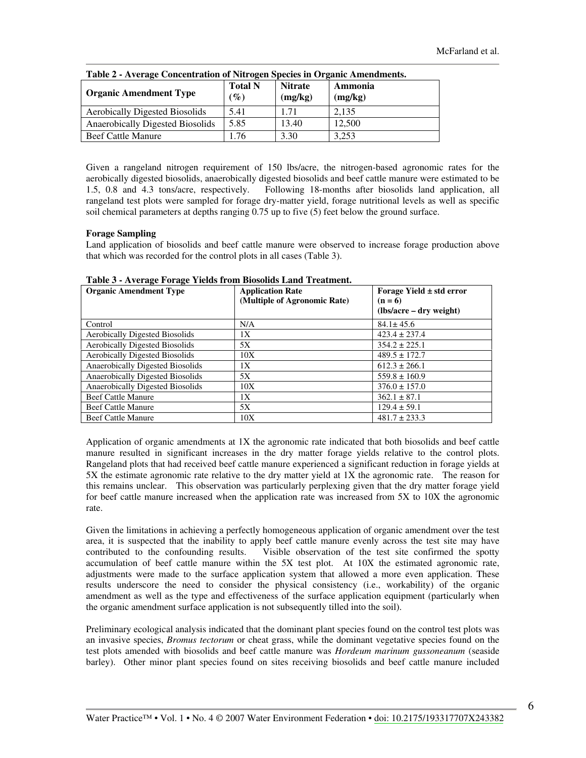**Table 2 - Average Concentration of Nitrogen Species in Organic Amendments.**

| Organic Amendment Type | Total N (%) | Nitrate (mg/kg) | Ammonia (mg/kg) |
|---|---|---|---|
| Aerobically Digested Biosolids | 5.41 | 1.71 | 2,135 |
| Anaerobically Digested Biosolids | 5.85 | 13.40 | 12,500 |
| Beef Cattle Manure | 1.76 | 3.30 | 3,253 |

Given a rangeland nitrogen requirement of 150 lbs/acre, the nitrogen-based agronomic rates for the aerobically digested biosolids, anaerobically digested biosolids and beef cattle manure were estimated to be 1.5, 0.8 and 4.3 tons/acre, respectively. Following 18-months after biosolids land application, all rangeland test plots were sampled for forage dry-matter yield, forage nutritional levels as well as specific soil chemical parameters at depths ranging 0.75 up to five (5) feet below the ground surface.

**Forage Sampling**

Land application of biosolids and beef cattle manure were observed to increase forage production above that which was recorded for the control plots in all cases (Table 3).

**Table 3 - Average Forage Yields from Biosolids Land Treatment.**

| Organic Amendment Type | Application Rate (Multiple of Agronomic Rate) | Forage Yield ± std error (n = 6) (lbs/acre – dry weight) |
|---|---|---|
| Control | N/A | 84.1± 45.6 |
| Aerobically Digested Biosolids | 1X | 423.4 ± 237.4 |
| Aerobically Digested Biosolids | 5X | 354.2 ± 225.1 |
| Aerobically Digested Biosolids | 10X | 489.5 ± 172.7 |
| Anaerobically Digested Biosolids | 1X | 612.3 ± 266.1 |
| Anaerobically Digested Biosolids | 5X | 559.8 ± 160.9 |
| Anaerobically Digested Biosolids | 10X | 376.0 ± 157.0 |
| Beef Cattle Manure | 1X | 362.1 ± 87.1 |
| Beef Cattle Manure | 5X | 129.4 ± 59.1 |
| Beef Cattle Manure | 10X | 481.7 ± 233.3 |

Application of organic amendments at 1X the agronomic rate indicated that both biosolids and beef cattle manure resulted in significant increases in the dry matter forage yields relative to the control plots. Rangeland plots that had received beef cattle manure experienced a significant reduction in forage yields at 5X the estimate agronomic rate relative to the dry matter yield at 1X the agronomic rate. The reason for this remains unclear. This observation was particularly perplexing given that the dry matter forage yield for beef cattle manure increased when the application rate was increased from 5X to 10X the agronomic rate.

Given the limitations in achieving a perfectly homogeneous application of organic amendment over the test area, it is suspected that the inability to apply beef cattle manure evenly across the test site may have contributed to the confounding results. Visible observation of the test site confirmed the spotty accumulation of beef cattle manure within the 5X test plot. At 10X the estimated agronomic rate, adjustments were made to the surface application system that allowed a more even application. These results underscore the need to consider the physical consistency (i.e., workability) of the organic amendment as well as the type and effectiveness of the surface application equipment (particularly when the organic amendment surface application is not subsequently tilled into the soil).

Preliminary ecological analysis indicated that the dominant plant species found on the control test plots was an invasive species, *Bromus tectorum* or cheat grass, while the dominant vegetative species found on the test plots amended with biosolids and beef cattle manure was *Hordeum marinum gussoneanum* (seaside barley). Other minor plant species found on sites receiving biosolids and beef cattle manure included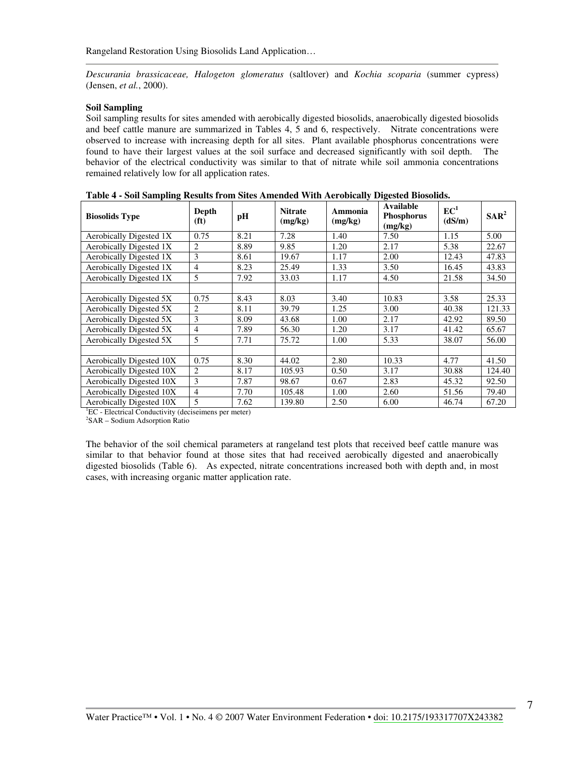*Descurania brassicaceae, Halogeton glomeratus* (saltlover) and *Kochia scoparia* (summer cypress) (Jensen, *et al.*, 2000).

**Soil Sampling**

Soil sampling results for sites amended with aerobically digested biosolids, anaerobically digested biosolids and beef cattle manure are summarized in Tables 4, 5 and 6, respectively. Nitrate concentrations were observed to increase with increasing depth for all sites. Plant available phosphorus concentrations were found to have their largest values at the soil surface and decreased significantly with soil depth. The behavior of the electrical conductivity was similar to that of nitrate while soil ammonia concentrations remained relatively low for all application rates.

**Table 4 - Soil Sampling Results from Sites Amended With Aerobically Digested Biosolids.**

| Biosolids Type | Depth (ft) | pH | Nitrate (mg/kg) | Ammonia (mg/kg) | Available Phosphorus (mg/kg) | EC[1] (dS/m) | SAR[2] |
|---|---|---|---|---|---|---|---|
| Aerobically Digested 1X | 0.75 | 8.21 | 7.28 | 1.40 | 7.50 | 1.15 | 5.00 |
| Aerobically Digested 1X | 2 | 8.89 | 9.85 | 1.20 | 2.17 | 5.38 | 22.67 |
| Aerobically Digested 1X | 3 | 8.61 | 19.67 | 1.17 | 2.00 | 12.43 | 47.83 |
| Aerobically Digested 1X | 4 | 8.23 | 25.49 | 1.33 | 3.50 | 16.45 | 43.83 |
| Aerobically Digested 1X | 5 | 7.92 | 33.03 | 1.17 | 4.50 | 21.58 | 34.50 |
| | | | | | | | |
| Aerobically Digested 5X | 0.75 | 8.43 | 8.03 | 3.40 | 10.83 | 3.58 | 25.33 |
| Aerobically Digested 5X | 2 | 8.11 | 39.79 | 1.25 | 3.00 | 40.38 | 121.33 |
| Aerobically Digested 5X | 3 | 8.09 | 43.68 | 1.00 | 2.17 | 42.92 | 89.50 |
| Aerobically Digested 5X | 4 | 7.89 | 56.30 | 1.20 | 3.17 | 41.42 | 65.67 |
| Aerobically Digested 5X | 5 | 7.71 | 75.72 | 1.00 | 5.33 | 38.07 | 56.00 |
| | | | | | | | |
| Aerobically Digested 10X | 0.75 | 8.30 | 44.02 | 2.80 | 10.33 | 4.77 | 41.50 |
| Aerobically Digested 10X | 2 | 8.17 | 105.93 | 0.50 | 3.17 | 30.88 | 124.40 |
| Aerobically Digested 10X | 3 | 7.87 | 98.67 | 0.67 | 2.83 | 45.32 | 92.50 |
| Aerobically Digested 10X | 4 | 7.70 | 105.48 | 1.00 | 2.60 | 51.56 | 79.40 |
| Aerobically Digested 10X | 5 | 7.62 | 139.80 | 2.50 | 6.00 | 46.74 | 67.20 |

[1]EC - Electrical Conductivity (deciseimens per meter)
[2]SAR – Sodium Adsorption Ratio

The behavior of the soil chemical parameters at rangeland test plots that received beef cattle manure was similar to that behavior found at those sites that had received aerobically digested and anaerobically digested biosolids (Table 6). As expected, nitrate concentrations increased both with depth and, in most cases, with increasing organic matter application rate.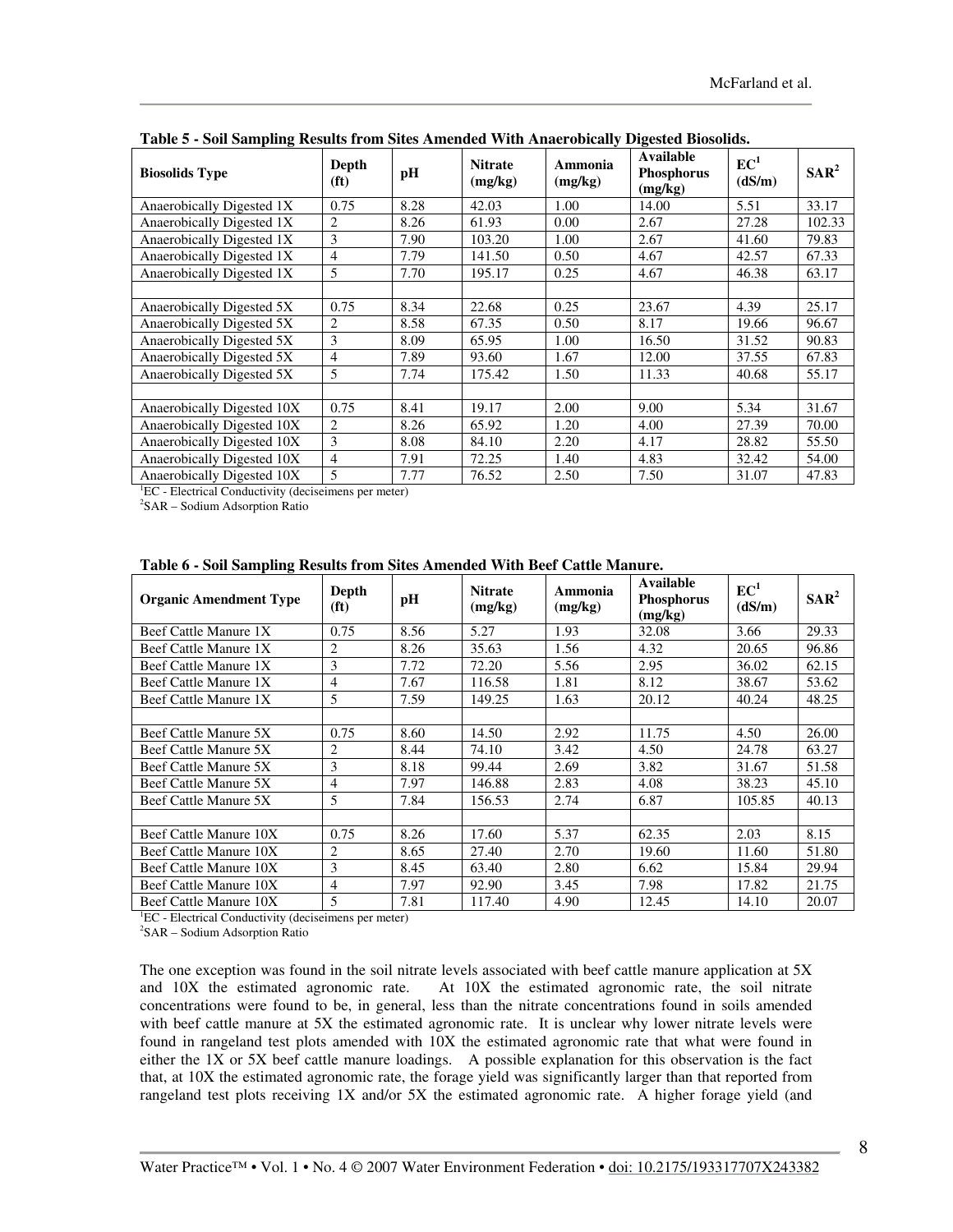**Table 5 - Soil Sampling Results from Sites Amended With Anaerobically Digested Biosolids.**

| Biosolids Type | Depth (ft) | pH | Nitrate (mg/kg) | Ammonia (mg/kg) | Available Phosphorus (mg/kg) | EC[1] (dS/m) | SAR[2] |
|---|---|---|---|---|---|---|---|
| Anaerobically Digested 1X | 0.75 | 8.28 | 42.03 | 1.00 | 14.00 | 5.51 | 33.17 |
| Anaerobically Digested 1X | 2 | 8.26 | 61.93 | 0.00 | 2.67 | 27.28 | 102.33 |
| Anaerobically Digested 1X | 3 | 7.90 | 103.20 | 1.00 | 2.67 | 41.60 | 79.83 |
| Anaerobically Digested 1X | 4 | 7.79 | 141.50 | 0.50 | 4.67 | 42.57 | 67.33 |
| Anaerobically Digested 1X | 5 | 7.70 | 195.17 | 0.25 | 4.67 | 46.38 | 63.17 |
| | | | | | | | |
| Anaerobically Digested 5X | 0.75 | 8.34 | 22.68 | 0.25 | 23.67 | 4.39 | 25.17 |
| Anaerobically Digested 5X | 2 | 8.58 | 67.35 | 0.50 | 8.17 | 19.66 | 96.67 |
| Anaerobically Digested 5X | 3 | 8.09 | 65.95 | 1.00 | 16.50 | 31.52 | 90.83 |
| Anaerobically Digested 5X | 4 | 7.89 | 93.60 | 1.67 | 12.00 | 37.55 | 67.83 |
| Anaerobically Digested 5X | 5 | 7.74 | 175.42 | 1.50 | 11.33 | 40.68 | 55.17 |
| | | | | | | | |
| Anaerobically Digested 10X | 0.75 | 8.41 | 19.17 | 2.00 | 9.00 | 5.34 | 31.67 |
| Anaerobically Digested 10X | 2 | 8.26 | 65.92 | 1.20 | 4.00 | 27.39 | 70.00 |
| Anaerobically Digested 10X | 3 | 8.08 | 84.10 | 2.20 | 4.17 | 28.82 | 55.50 |
| Anaerobically Digested 10X | 4 | 7.91 | 72.25 | 1.40 | 4.83 | 32.42 | 54.00 |
| Anaerobically Digested 10X | 5 | 7.77 | 76.52 | 2.50 | 7.50 | 31.07 | 47.83 |

[1]EC - Electrical Conductivity (deciseimens per meter)
[2]SAR – Sodium Adsorption Ratio

**Table 6 - Soil Sampling Results from Sites Amended With Beef Cattle Manure.**

| Organic Amendment Type | Depth (ft) | pH | Nitrate (mg/kg) | Ammonia (mg/kg) | Available Phosphorus (mg/kg) | EC[1] (dS/m) | SAR[2] |
|---|---|---|---|---|---|---|---|
| Beef Cattle Manure 1X | 0.75 | 8.56 | 5.27 | 1.93 | 32.08 | 3.66 | 29.33 |
| Beef Cattle Manure 1X | 2 | 8.26 | 35.63 | 1.56 | 4.32 | 20.65 | 96.86 |
| Beef Cattle Manure 1X | 3 | 7.72 | 72.20 | 5.56 | 2.95 | 36.02 | 62.15 |
| Beef Cattle Manure 1X | 4 | 7.67 | 116.58 | 1.81 | 8.12 | 38.67 | 53.62 |
| Beef Cattle Manure 1X | 5 | 7.59 | 149.25 | 1.63 | 20.12 | 40.24 | 48.25 |
| | | | | | | | |
| Beef Cattle Manure 5X | 0.75 | 8.60 | 14.50 | 2.92 | 11.75 | 4.50 | 26.00 |
| Beef Cattle Manure 5X | 2 | 8.44 | 74.10 | 3.42 | 4.50 | 24.78 | 63.27 |
| Beef Cattle Manure 5X | 3 | 8.18 | 99.44 | 2.69 | 3.82 | 31.67 | 51.58 |
| Beef Cattle Manure 5X | 4 | 7.97 | 146.88 | 2.83 | 4.08 | 38.23 | 45.10 |
| Beef Cattle Manure 5X | 5 | 7.84 | 156.53 | 2.74 | 6.87 | 105.85 | 40.13 |
| | | | | | | | |
| Beef Cattle Manure 10X | 0.75 | 8.26 | 17.60 | 5.37 | 62.35 | 2.03 | 8.15 |
| Beef Cattle Manure 10X | 2 | 8.65 | 27.40 | 2.70 | 19.60 | 11.60 | 51.80 |
| Beef Cattle Manure 10X | 3 | 8.45 | 63.40 | 2.80 | 6.62 | 15.84 | 29.94 |
| Beef Cattle Manure 10X | 4 | 7.97 | 92.90 | 3.45 | 7.98 | 17.82 | 21.75 |
| Beef Cattle Manure 10X | 5 | 7.81 | 117.40 | 4.90 | 12.45 | 14.10 | 20.07 |

[1]EC - Electrical Conductivity (deciseimens per meter)
[2]SAR – Sodium Adsorption Ratio

The one exception was found in the soil nitrate levels associated with beef cattle manure application at 5X and 10X the estimated agronomic rate. At 10X the estimated agronomic rate, the soil nitrate concentrations were found to be, in general, less than the nitrate concentrations found in soils amended with beef cattle manure at 5X the estimated agronomic rate. It is unclear why lower nitrate levels were found in rangeland test plots amended with 10X the estimated agronomic rate that what were found in either the 1X or 5X beef cattle manure loadings. A possible explanation for this observation is the fact that, at 10X the estimated agronomic rate, the forage yield was significantly larger than that reported from rangeland test plots receiving 1X and/or 5X the estimated agronomic rate. A higher forage yield (and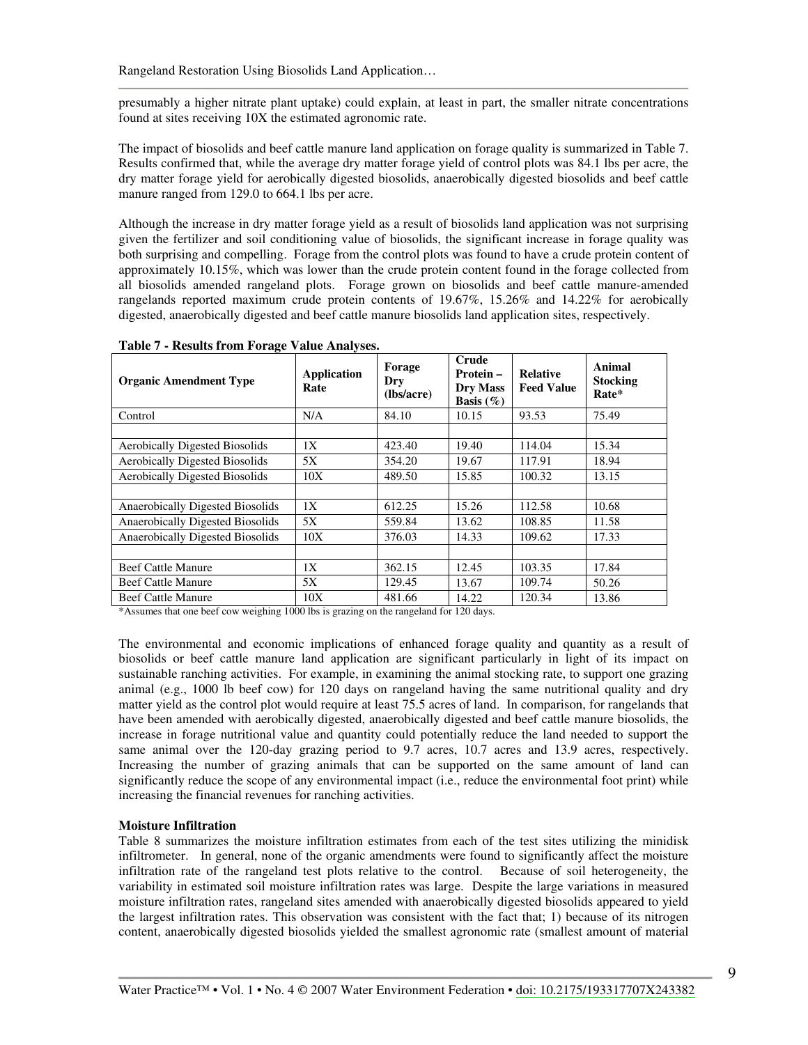presumably a higher nitrate plant uptake) could explain, at least in part, the smaller nitrate concentrations found at sites receiving 10X the estimated agronomic rate.

The impact of biosolids and beef cattle manure land application on forage quality is summarized in Table 7. Results confirmed that, while the average dry matter forage yield of control plots was 84.1 lbs per acre, the dry matter forage yield for aerobically digested biosolids, anaerobically digested biosolids and beef cattle manure ranged from 129.0 to 664.1 lbs per acre.

Although the increase in dry matter forage yield as a result of biosolids land application was not surprising given the fertilizer and soil conditioning value of biosolids, the significant increase in forage quality was both surprising and compelling. Forage from the control plots was found to have a crude protein content of approximately 10.15%, which was lower than the crude protein content found in the forage collected from all biosolids amended rangeland plots. Forage grown on biosolids and beef cattle manure-amended rangelands reported maximum crude protein contents of 19.67%, 15.26% and 14.22% for aerobically digested, anaerobically digested and beef cattle manure biosolids land application sites, respectively.

**Table 7 - Results from Forage Value Analyses.**

| Organic Amendment Type | Application Rate | Forage Dry (lbs/acre) | Crude Protein – Dry Mass Basis (%) | Relative Feed Value | Animal Stocking Rate* |
|---|---|---|---|---|---|
| Control | N/A | 84.10 | 10.15 | 93.53 | 75.49 |
| | | | | | |
| Aerobically Digested Biosolids | 1X | 423.40 | 19.40 | 114.04 | 15.34 |
| Aerobically Digested Biosolids | 5X | 354.20 | 19.67 | 117.91 | 18.94 |
| Aerobically Digested Biosolids | 10X | 489.50 | 15.85 | 100.32 | 13.15 |
| | | | | | |
| Anaerobically Digested Biosolids | 1X | 612.25 | 15.26 | 112.58 | 10.68 |
| Anaerobically Digested Biosolids | 5X | 559.84 | 13.62 | 108.85 | 11.58 |
| Anaerobically Digested Biosolids | 10X | 376.03 | 14.33 | 109.62 | 17.33 |
| | | | | | |
| Beef Cattle Manure | 1X | 362.15 | 12.45 | 103.35 | 17.84 |
| Beef Cattle Manure | 5X | 129.45 | 13.67 | 109.74 | 50.26 |
| Beef Cattle Manure | 10X | 481.66 | 14.22 | 120.34 | 13.86 |

*Assumes that one beef cow weighing 1000 lbs is grazing on the rangeland for 120 days.

The environmental and economic implications of enhanced forage quality and quantity as a result of biosolids or beef cattle manure land application are significant particularly in light of its impact on sustainable ranching activities. For example, in examining the animal stocking rate, to support one grazing animal (e.g., 1000 lb beef cow) for 120 days on rangeland having the same nutritional quality and dry matter yield as the control plot would require at least 75.5 acres of land. In comparison, for rangelands that have been amended with aerobically digested, anaerobically digested and beef cattle manure biosolids, the increase in forage nutritional value and quantity could potentially reduce the land needed to support the same animal over the 120-day grazing period to 9.7 acres, 10.7 acres and 13.9 acres, respectively. Increasing the number of grazing animals that can be supported on the same amount of land can significantly reduce the scope of any environmental impact (i.e., reduce the environmental foot print) while increasing the financial revenues for ranching activities.

**Moisture Infiltration**

Table 8 summarizes the moisture infiltration estimates from each of the test sites utilizing the minidisk infiltrometer. In general, none of the organic amendments were found to significantly affect the moisture infiltration rate of the rangeland test plots relative to the control. Because of soil heterogeneity, the variability in estimated soil moisture infiltration rates was large. Despite the large variations in measured moisture infiltration rates, rangeland sites amended with anaerobically digested biosolids appeared to yield the largest infiltration rates. This observation was consistent with the fact that; 1) because of its nitrogen content, anaerobically digested biosolids yielded the smallest agronomic rate (smallest amount of material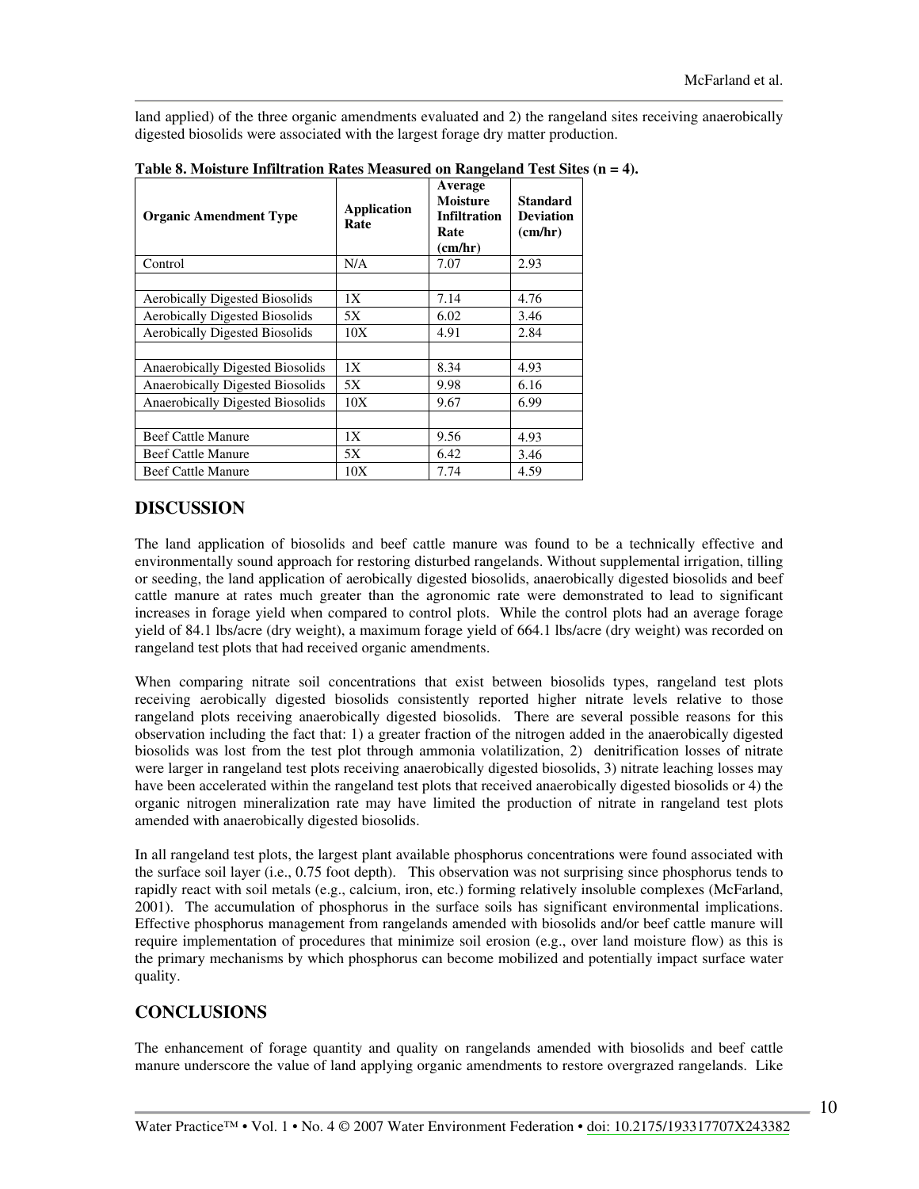land applied) of the three organic amendments evaluated and 2) the rangeland sites receiving anaerobically digested biosolids were associated with the largest forage dry matter production.

**Table 8. Moisture Infiltration Rates Measured on Rangeland Test Sites (n = 4).**

| Organic Amendment Type | Application Rate | Average Moisture Infiltration Rate (cm/hr) | Standard Deviation (cm/hr) |
|---|---|---|---|
| Control | N/A | 7.07 | 2.93 |
| | | | |
| Aerobically Digested Biosolids | 1X | 7.14 | 4.76 |
| Aerobically Digested Biosolids | 5X | 6.02 | 3.46 |
| Aerobically Digested Biosolids | 10X | 4.91 | 2.84 |
| | | | |
| Anaerobically Digested Biosolids | 1X | 8.34 | 4.93 |
| Anaerobically Digested Biosolids | 5X | 9.98 | 6.16 |
| Anaerobically Digested Biosolids | 10X | 9.67 | 6.99 |
| | | | |
| Beef Cattle Manure | 1X | 9.56 | 4.93 |
| Beef Cattle Manure | 5X | 6.42 | 3.46 |
| Beef Cattle Manure | 10X | 7.74 | 4.59 |

## DISCUSSION

The land application of biosolids and beef cattle manure was found to be a technically effective and environmentally sound approach for restoring disturbed rangelands. Without supplemental irrigation, tilling or seeding, the land application of aerobically digested biosolids, anaerobically digested biosolids and beef cattle manure at rates much greater than the agronomic rate were demonstrated to lead to significant increases in forage yield when compared to control plots. While the control plots had an average forage yield of 84.1 lbs/acre (dry weight), a maximum forage yield of 664.1 lbs/acre (dry weight) was recorded on rangeland test plots that had received organic amendments.

When comparing nitrate soil concentrations that exist between biosolids types, rangeland test plots receiving aerobically digested biosolids consistently reported higher nitrate levels relative to those rangeland plots receiving anaerobically digested biosolids. There are several possible reasons for this observation including the fact that: 1) a greater fraction of the nitrogen added in the anaerobically digested biosolids was lost from the test plot through ammonia volatilization, 2) denitrification losses of nitrate were larger in rangeland test plots receiving anaerobically digested biosolids, 3) nitrate leaching losses may have been accelerated within the rangeland test plots that received anaerobically digested biosolids or 4) the organic nitrogen mineralization rate may have limited the production of nitrate in rangeland test plots amended with anaerobically digested biosolids.

In all rangeland test plots, the largest plant available phosphorus concentrations were found associated with the surface soil layer (i.e., 0.75 foot depth). This observation was not surprising since phosphorus tends to rapidly react with soil metals (e.g., calcium, iron, etc.) forming relatively insoluble complexes (McFarland, 2001). The accumulation of phosphorus in the surface soils has significant environmental implications. Effective phosphorus management from rangelands amended with biosolids and/or beef cattle manure will require implementation of procedures that minimize soil erosion (e.g., over land moisture flow) as this is the primary mechanisms by which phosphorus can become mobilized and potentially impact surface water quality.

## CONCLUSIONS

The enhancement of forage quantity and quality on rangelands amended with biosolids and beef cattle manure underscore the value of land applying organic amendments to restore overgrazed rangelands. Like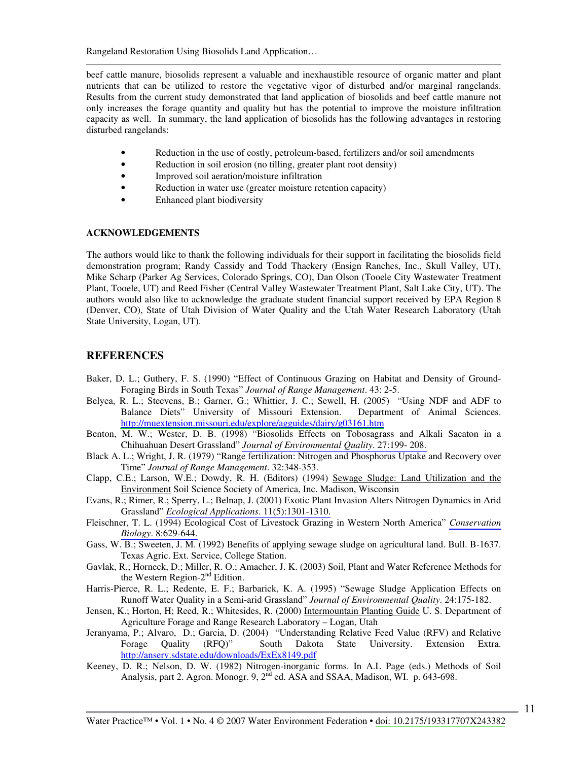beef cattle manure, biosolids represent a valuable and inexhaustible resource of organic matter and plant nutrients that can be utilized to restore the vegetative vigor of disturbed and/or marginal rangelands. Results from the current study demonstrated that land application of biosolids and beef cattle manure not only increases the forage quantity and quality but has the potential to improve the moisture infiltration capacity as well. In summary, the land application of biosolids has the following advantages in restoring disturbed rangelands:

- Reduction in the use of costly, petroleum-based, fertilizers and/or soil amendments
- Reduction in soil erosion (no tilling, greater plant root density)
- Improved soil aeration/moisture infiltration
- Reduction in water use (greater moisture retention capacity)
- Enhanced plant biodiversity

**ACKNOWLEDGEMENTS**

The authors would like to thank the following individuals for their support in facilitating the biosolids field demonstration program; Randy Cassidy and Todd Thackery (Ensign Ranches, Inc., Skull Valley, UT), Mike Scharp (Parker Ag Services, Colorado Springs, CO), Dan Olson (Tooele City Wastewater Treatment Plant, Tooele, UT) and Reed Fisher (Central Valley Wastewater Treatment Plant, Salt Lake City, UT). The authors would also like to acknowledge the graduate student financial support received by EPA Region 8 (Denver, CO), State of Utah Division of Water Quality and the Utah Water Research Laboratory (Utah State University, Logan, UT).

## REFERENCES

Baker, D. L.; Guthery, F. S. (1990) "Effect of Continuous Grazing on Habitat and Density of Ground-Foraging Birds in South Texas" *Journal of Range Management*. 43: 2-5.

Belyea, R. L.; Steevens, B.; Garner, G.; Whittier, J. C.; Sewell, H. (2005) "Using NDF and ADF to Balance Diets" University of Missouri Extension. Department of Animal Sciences. http://muextension.missouri.edu/explore/agguides/dairy/g03161.htm

Benton, M. W.; Wester, D. B. (1998) "Biosolids Effects on Tobosagrass and Alkali Sacaton in a Chihuahuan Desert Grassland" *Journal of Environmental Quality*. 27:199- 208.

Black A. L.; Wright, J. R. (1979) "Range fertilization: Nitrogen and Phosphorus Uptake and Recovery over Time" *Journal of Range Management*. 32:348-353.

Clapp, C.E.; Larson, W.E.; Dowdy, R. H. (Editors) (1994) Sewage Sludge: Land Utilization and the Environment Soil Science Society of America, Inc. Madison, Wisconsin

Evans, R.; Rimer, R.; Sperry, L.; Belnap, J. (2001) Exotic Plant Invasion Alters Nitrogen Dynamics in Arid Grassland" *Ecological Applications*. 11(5):1301-1310.

Fleischner, T. L. (1994) Ecological Cost of Livestock Grazing in Western North America" *Conservation Biology*. 8:629-644.

Gass, W. B.; Sweeten, J. M. (1992) Benefits of applying sewage sludge on agricultural land. Bull. B-1637. Texas Agric. Ext. Service, College Station.

Gavlak, R.; Horneck, D.; Miller, R. O.; Amacher, J. K. (2003) Soil, Plant and Water Reference Methods for the Western Region-2nd Edition.

Harris-Pierce, R. L.; Redente, E. F.; Barbarick, K. A. (1995) "Sewage Sludge Application Effects on Runoff Water Quality in a Semi-arid Grassland" *Journal of Environmental Quality*. 24:175-182.

Jensen, K.; Horton, H; Reed, R.; Whitesides, R. (2000) Intermountain Planting Guide U. S. Department of Agriculture Forage and Range Research Laboratory – Logan, Utah

Jeranyama, P.; Alvaro, D.; Garcia, D. (2004) "Understanding Relative Feed Value (RFV) and Relative Forage Quality (RFQ)" South Dakota State University. Extension Extra. http://anserv.sdstate.edu/downloads/ExEx8149.pdf

Keeney, D. R.; Nelson, D. W. (1982) Nitrogen-inorganic forms. In A.L Page (eds.) Methods of Soil Analysis, part 2. Agron. Monogr. 9, 2nd ed. ASA and SSAA, Madison, WI. p. 643-698.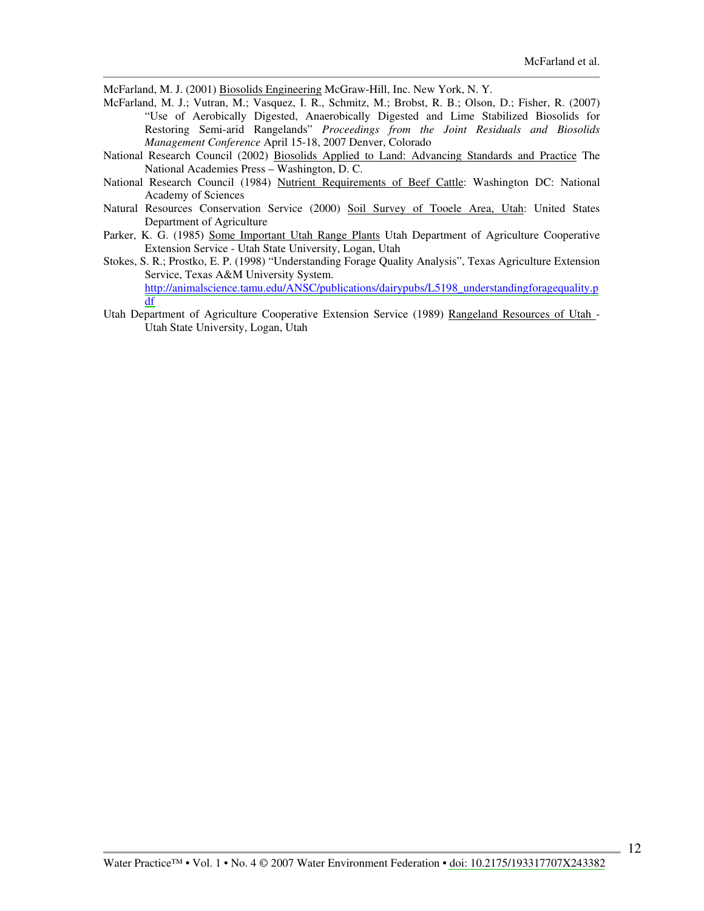McFarland, M. J. (2001) Biosolids Engineering McGraw-Hill, Inc. New York, N. Y.

McFarland, M. J.; Vutran, M.; Vasquez, I. R., Schmitz, M.; Brobst, R. B.; Olson, D.; Fisher, R. (2007) "Use of Aerobically Digested, Anaerobically Digested and Lime Stabilized Biosolids for Restoring Semi-arid Rangelands" *Proceedings from the Joint Residuals and Biosolids Management Conference* April 15-18, 2007 Denver, Colorado

National Research Council (2002) Biosolids Applied to Land: Advancing Standards and Practice The National Academies Press – Washington, D. C.

National Research Council (1984) Nutrient Requirements of Beef Cattle: Washington DC: National Academy of Sciences

Natural Resources Conservation Service (2000) Soil Survey of Tooele Area, Utah: United States Department of Agriculture

Parker, K. G. (1985) Some Important Utah Range Plants Utah Department of Agriculture Cooperative Extension Service - Utah State University, Logan, Utah

Stokes, S. R.; Prostko, E. P. (1998) "Understanding Forage Quality Analysis", Texas Agriculture Extension Service, Texas A&M University System. http://animalscience.tamu.edu/ANSC/publications/dairypubs/L5198_understandingforagequality.pdf

Utah Department of Agriculture Cooperative Extension Service (1989) Rangeland Resources of Utah - Utah State University, Logan, Utah